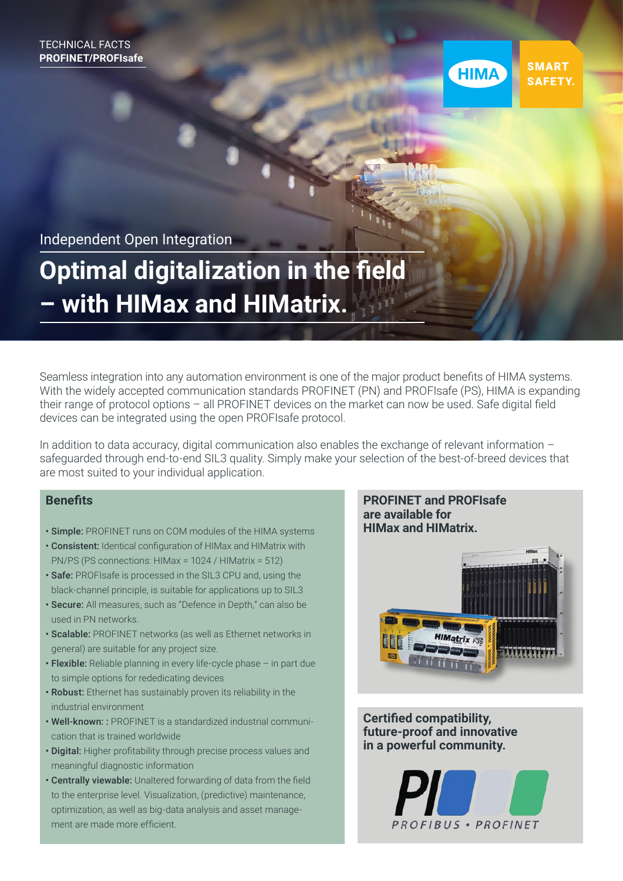TECHNICAL FACTS
**PROFINET/PROFIsafe**

SMART SAFETY.

Independent Open Integration

# Optimal digitalization in the field – with HIMax and HIMatrix.

Seamless integration into any automation environment is one of the major product benefits of HIMA systems. With the widely accepted communication standards PROFINET (PN) and PROFIsafe (PS), HIMA is expanding their range of protocol options – all PROFINET devices on the market can now be used. Safe digital field devices can be integrated using the open PROFIsafe protocol.

In addition to data accuracy, digital communication also enables the exchange of relevant information – safeguarded through end-to-end SIL3 quality. Simply make your selection of the best-of-breed devices that are most suited to your individual application.

## Benefits

- **Simple:** PROFINET runs on COM modules of the HIMA systems
- **Consistent:** Identical configuration of HIMax and HIMatrix with PN/PS (PS connections: HIMax = 1024 / HIMatrix = 512)
- **Safe:** PROFIsafe is processed in the SIL3 CPU and, using the black-channel principle, is suitable for applications up to SIL3
- **Secure:** All measures, such as "Defence in Depth," can also be used in PN networks.
- **Scalable:** PROFINET networks (as well as Ethernet networks in general) are suitable for any project size.
- **Flexible:** Reliable planning in every life-cycle phase – in part due to simple options for rededicating devices
- **Robust:** Ethernet has sustainably proven its reliability in the industrial environment
- **Well-known: :** PROFINET is a standardized industrial communication that is trained worldwide
- **Digital:** Higher profitability through precise process values and meaningful diagnostic information
- **Centrally viewable:** Unaltered forwarding of data from the field to the enterprise level. Visualization, (predictive) maintenance, optimization, as well as big-data analysis and asset management are made more efficient.

**PROFINET and PROFIsafe are available for HIMax and HIMatrix.**

**Certified compatibility, future-proof and innovative in a powerful community.**

PROFIBUS • PROFINET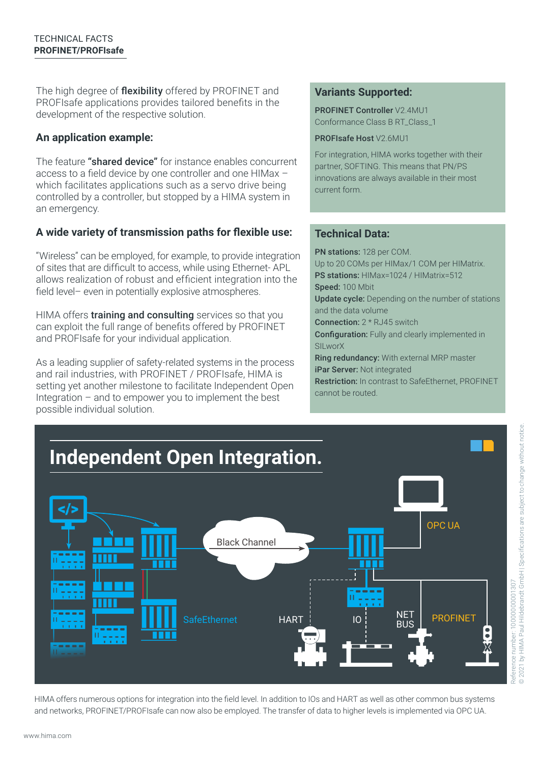TECHNICAL FACTS
**PROFINET/PROFIsafe**

The high degree of **flexibility** offered by PROFINET and PROFIsafe applications provides tailored benefits in the development of the respective solution.

### An application example:

The feature **"shared device"** for instance enables concurrent access to a field device by one controller and one HIMax – which facilitates applications such as a servo drive being controlled by a controller, but stopped by a HIMA system in an emergency.

### A wide variety of transmission paths for flexible use:

"Wireless" can be employed, for example, to provide integration of sites that are difficult to access, while using Ethernet- APL allows realization of robust and efficient integration into the field level– even in potentially explosive atmospheres.

HIMA offers **training and consulting** services so that you can exploit the full range of benefits offered by PROFINET and PROFIsafe for your individual application.

As a leading supplier of safety-related systems in the process and rail industries, with PROFINET / PROFIsafe, HIMA is setting yet another milestone to facilitate Independent Open Integration – and to empower you to implement the best possible individual solution.

### Variants Supported:

**PROFINET Controller** V2.4MU1
Conformance Class B RT_Class_1

**PROFIsafe Host** V2.6MU1

For integration, HIMA works together with their partner, SOFTING. This means that PN/PS innovations are always available in their most current form.

### Technical Data:

**PN stations:** 128 per COM.
Up to 20 COMs per HIMax/1 COM per HIMatrix.
**PS stations:** HIMax=1024 / HIMatrix=512
**Speed:** 100 Mbit
**Update cycle:** Depending on the number of stations and the data volume
**Connection:** 2 * RJ45 switch
**Configuration:** Fully and clearly implemented in SILworX
**Ring redundancy:** With external MRP master
**iPar Server:** Not integrated
**Restriction:** In contrast to SafeEthernet, PROFINET cannot be routed.

## Independent Open Integration.

Black Channel
OPC UA
SafeEthernet
HART
IO
NET BUS
PROFINET

HIMA offers numerous options for integration into the field level. In addition to IOs and HART as well as other common bus systems and networks, PROFINET/PROFIsafe can now also be employed. The transfer of data to higher levels is implemented via OPC UA.

Reference number: 1000000001307
© 2021 by HIMA Paul Hildebrandt GmbH | Specifications are subject to change without notice.

www.hima.com